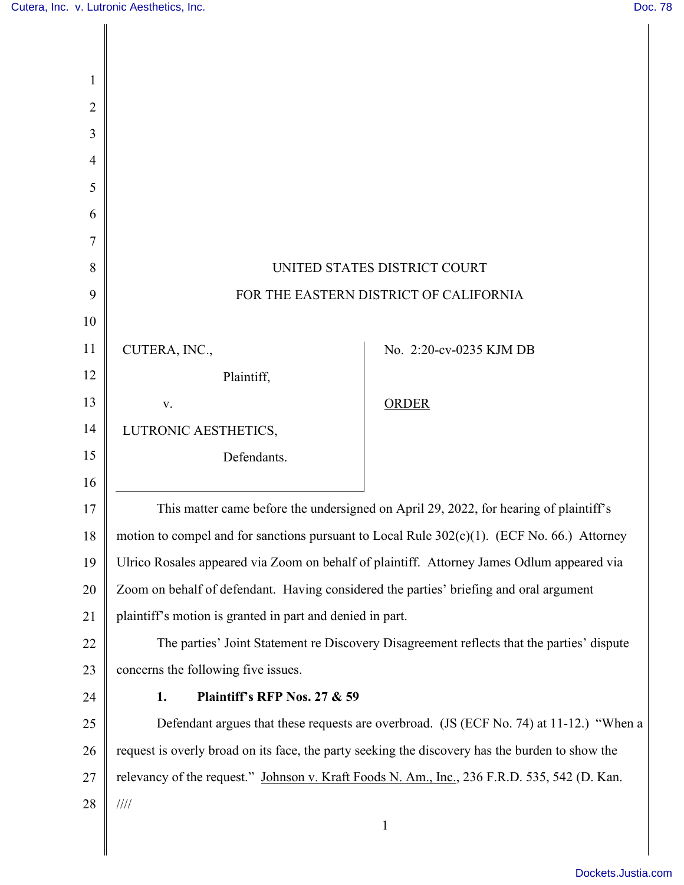UNITED STATES DISTRICT COURT

FOR THE EASTERN DISTRICT OF CALIFORNIA

CUTERA, INC.,

Plaintiff,

v.

LUTRONIC AESTHETICS,

Defendants.

No. 2:20-cv-0235 KJM DB

ORDER

This matter came before the undersigned on April 29, 2022, for hearing of plaintiff's motion to compel and for sanctions pursuant to Local Rule 302(c)(1). (ECF No. 66.) Attorney Ulrico Rosales appeared via Zoom on behalf of plaintiff. Attorney James Odlum appeared via Zoom on behalf of defendant. Having considered the parties' briefing and oral argument plaintiff's motion is granted in part and denied in part.

The parties' Joint Statement re Discovery Disagreement reflects that the parties' dispute concerns the following five issues.

**1. Plaintiff's RFP Nos. 27 & 59**

Defendant argues that these requests are overbroad. (JS (ECF No. 74) at 11-12.) "When a request is overly broad on its face, the party seeking the discovery has the burden to show the relevancy of the request." Johnson v. Kraft Foods N. Am., Inc., 236 F.R.D. 535, 542 (D. Kan.

////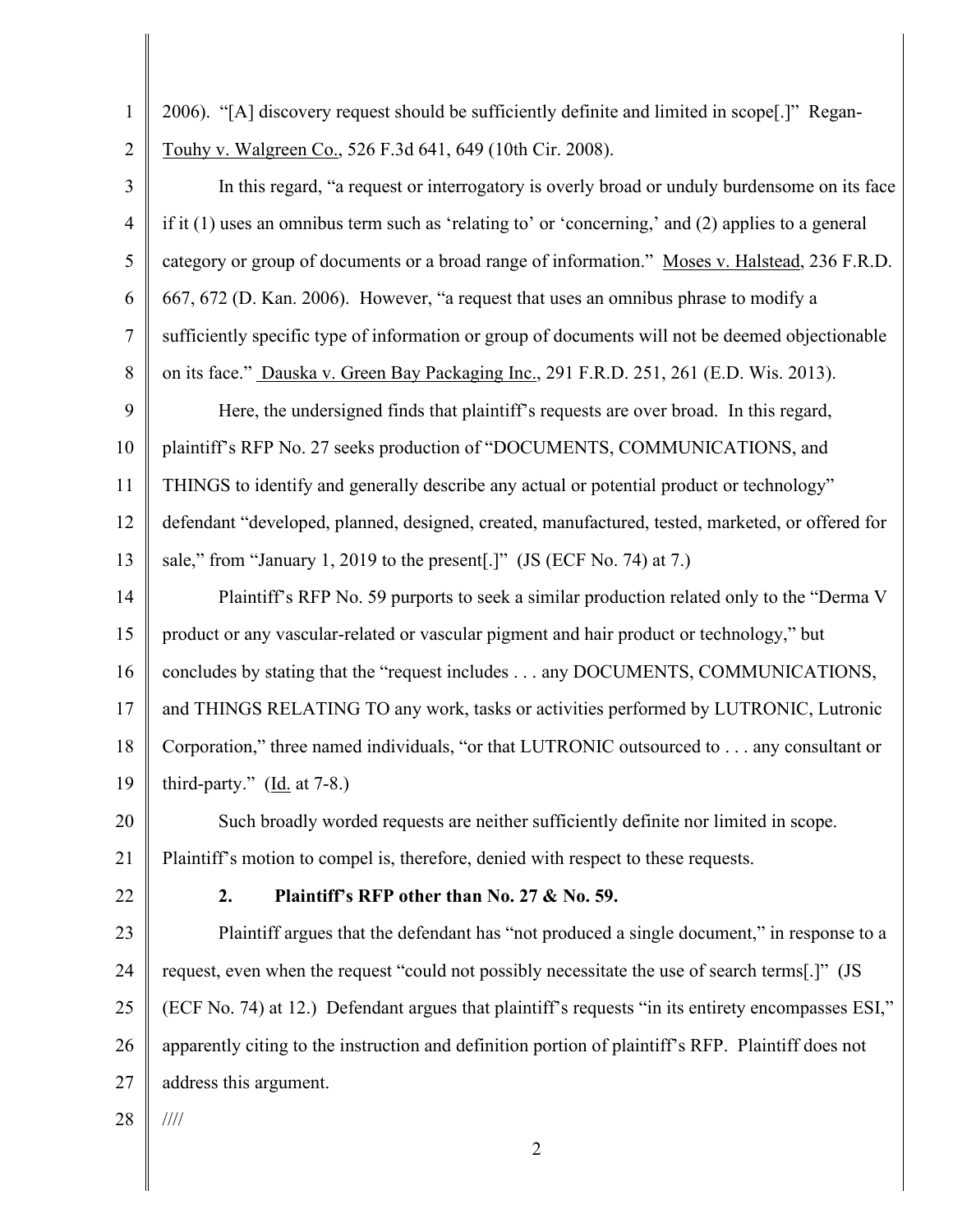2006). "[A] discovery request should be sufficiently definite and limited in scope[.]" Regan-Touhy v. Walgreen Co., 526 F.3d 641, 649 (10th Cir. 2008).

In this regard, "a request or interrogatory is overly broad or unduly burdensome on its face if it (1) uses an omnibus term such as 'relating to' or 'concerning,' and (2) applies to a general category or group of documents or a broad range of information." Moses v. Halstead, 236 F.R.D. 667, 672 (D. Kan. 2006). However, "a request that uses an omnibus phrase to modify a sufficiently specific type of information or group of documents will not be deemed objectionable on its face." Dauska v. Green Bay Packaging Inc., 291 F.R.D. 251, 261 (E.D. Wis. 2013).

Here, the undersigned finds that plaintiff's requests are over broad. In this regard, plaintiff's RFP No. 27 seeks production of "DOCUMENTS, COMMUNICATIONS, and THINGS to identify and generally describe any actual or potential product or technology" defendant "developed, planned, designed, created, manufactured, tested, marketed, or offered for sale," from "January 1, 2019 to the present[.]" (JS (ECF No. 74) at 7.)

Plaintiff's RFP No. 59 purports to seek a similar production related only to the "Derma V product or any vascular-related or vascular pigment and hair product or technology," but concludes by stating that the "request includes . . . any DOCUMENTS, COMMUNICATIONS, and THINGS RELATING TO any work, tasks or activities performed by LUTRONIC, Lutronic Corporation," three named individuals, "or that LUTRONIC outsourced to . . . any consultant or third-party." (Id. at 7-8.)

Such broadly worded requests are neither sufficiently definite nor limited in scope. Plaintiff's motion to compel is, therefore, denied with respect to these requests.

**2. Plaintiff's RFP other than No. 27 & No. 59.**

Plaintiff argues that the defendant has "not produced a single document," in response to a request, even when the request "could not possibly necessitate the use of search terms[.]" (JS (ECF No. 74) at 12.) Defendant argues that plaintiff's requests "in its entirety encompasses ESI," apparently citing to the instruction and definition portion of plaintiff's RFP. Plaintiff does not address this argument.

////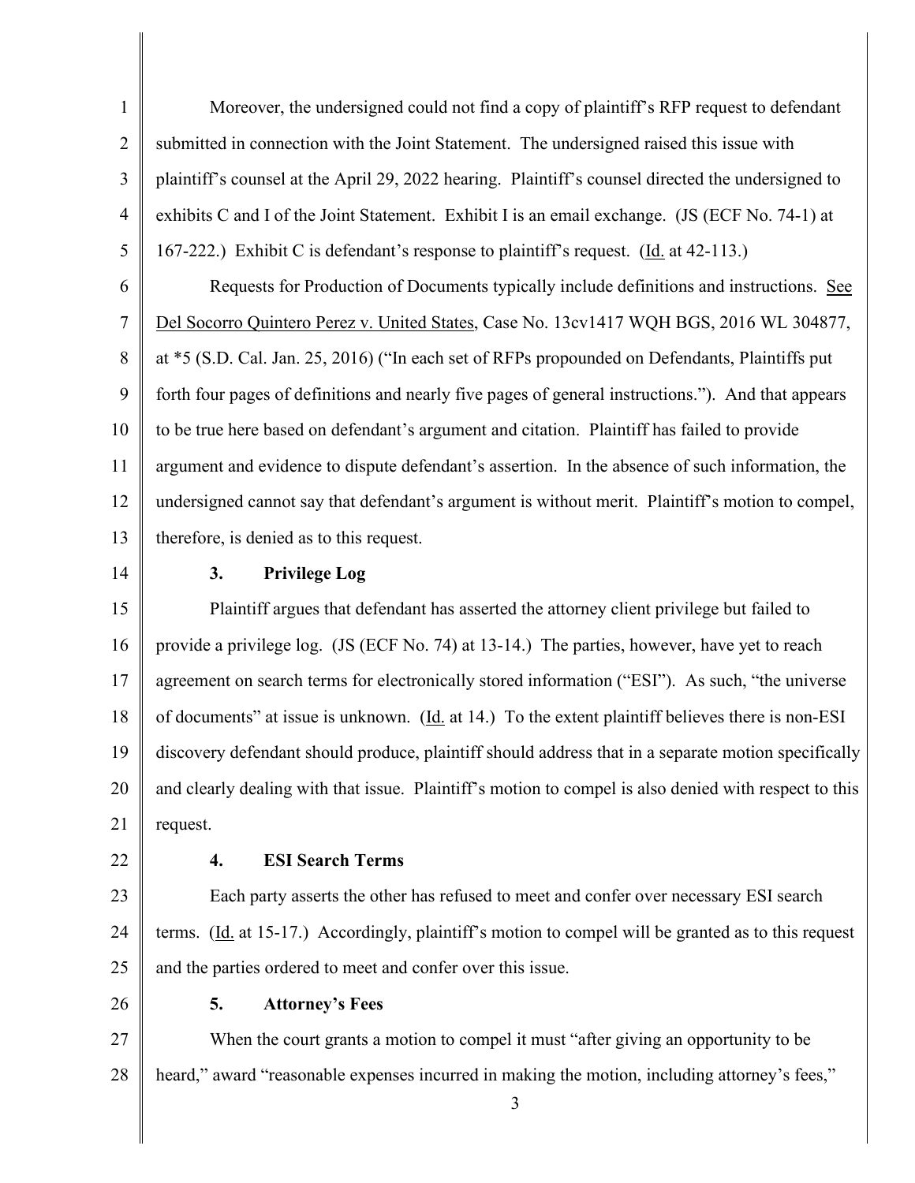Moreover, the undersigned could not find a copy of plaintiff's RFP request to defendant submitted in connection with the Joint Statement. The undersigned raised this issue with plaintiff's counsel at the April 29, 2022 hearing. Plaintiff's counsel directed the undersigned to exhibits C and I of the Joint Statement. Exhibit I is an email exchange. (JS (ECF No. 74-1) at 167-222.) Exhibit C is defendant's response to plaintiff's request. (Id. at 42-113.)

Requests for Production of Documents typically include definitions and instructions. See Del Socorro Quintero Perez v. United States, Case No. 13cv1417 WQH BGS, 2016 WL 304877, at *5 (S.D. Cal. Jan. 25, 2016) ("In each set of RFPs propounded on Defendants, Plaintiffs put forth four pages of definitions and nearly five pages of general instructions."). And that appears to be true here based on defendant's argument and citation. Plaintiff has failed to provide argument and evidence to dispute defendant's assertion. In the absence of such information, the undersigned cannot say that defendant's argument is without merit. Plaintiff's motion to compel, therefore, is denied as to this request.

### 3. Privilege Log

Plaintiff argues that defendant has asserted the attorney client privilege but failed to provide a privilege log. (JS (ECF No. 74) at 13-14.) The parties, however, have yet to reach agreement on search terms for electronically stored information ("ESI"). As such, "the universe of documents" at issue is unknown. (Id. at 14.) To the extent plaintiff believes there is non-ESI discovery defendant should produce, plaintiff should address that in a separate motion specifically and clearly dealing with that issue. Plaintiff's motion to compel is also denied with respect to this request.

### 4. ESI Search Terms

Each party asserts the other has refused to meet and confer over necessary ESI search terms. (Id. at 15-17.) Accordingly, plaintiff's motion to compel will be granted as to this request and the parties ordered to meet and confer over this issue.

### 5. Attorney's Fees

When the court grants a motion to compel it must "after giving an opportunity to be heard," award "reasonable expenses incurred in making the motion, including attorney's fees,"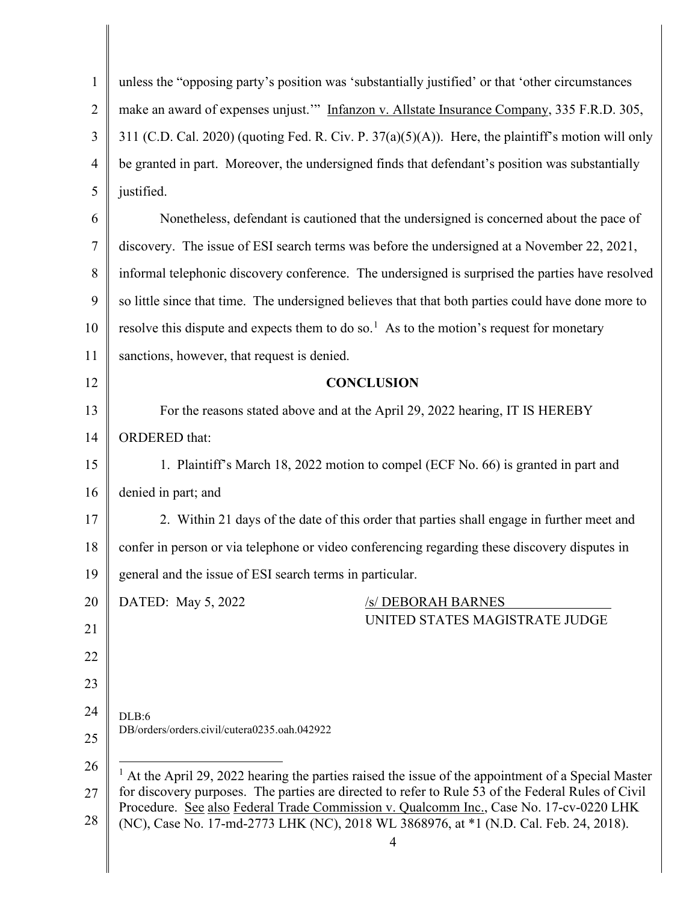unless the "opposing party's position was 'substantially justified' or that 'other circumstances make an award of expenses unjust.'" Infanzon v. Allstate Insurance Company, 335 F.R.D. 305, 311 (C.D. Cal. 2020) (quoting Fed. R. Civ. P. 37(a)(5)(A)). Here, the plaintiff's motion will only be granted in part. Moreover, the undersigned finds that defendant's position was substantially justified.

Nonetheless, defendant is cautioned that the undersigned is concerned about the pace of discovery. The issue of ESI search terms was before the undersigned at a November 22, 2021, informal telephonic discovery conference. The undersigned is surprised the parties have resolved so little since that time. The undersigned believes that that both parties could have done more to resolve this dispute and expects them to do so.[1] As to the motion's request for monetary sanctions, however, that request is denied.

**CONCLUSION**

For the reasons stated above and at the April 29, 2022 hearing, IT IS HEREBY ORDERED that:

1. Plaintiff's March 18, 2022 motion to compel (ECF No. 66) is granted in part and denied in part; and

2. Within 21 days of the date of this order that parties shall engage in further meet and confer in person or via telephone or video conferencing regarding these discovery disputes in general and the issue of ESI search terms in particular.

DATED: May 5, 2022

/s/ DEBORAH BARNES
UNITED STATES MAGISTRATE JUDGE

DLB:6
DB/orders/orders.civil/cutera0235.oah.042922

[1] At the April 29, 2022 hearing the parties raised the issue of the appointment of a Special Master for discovery purposes. The parties are directed to refer to Rule 53 of the Federal Rules of Civil Procedure. See also Federal Trade Commission v. Qualcomm Inc., Case No. 17-cv-0220 LHK (NC), Case No. 17-md-2773 LHK (NC), 2018 WL 3868976, at *1 (N.D. Cal. Feb. 24, 2018).